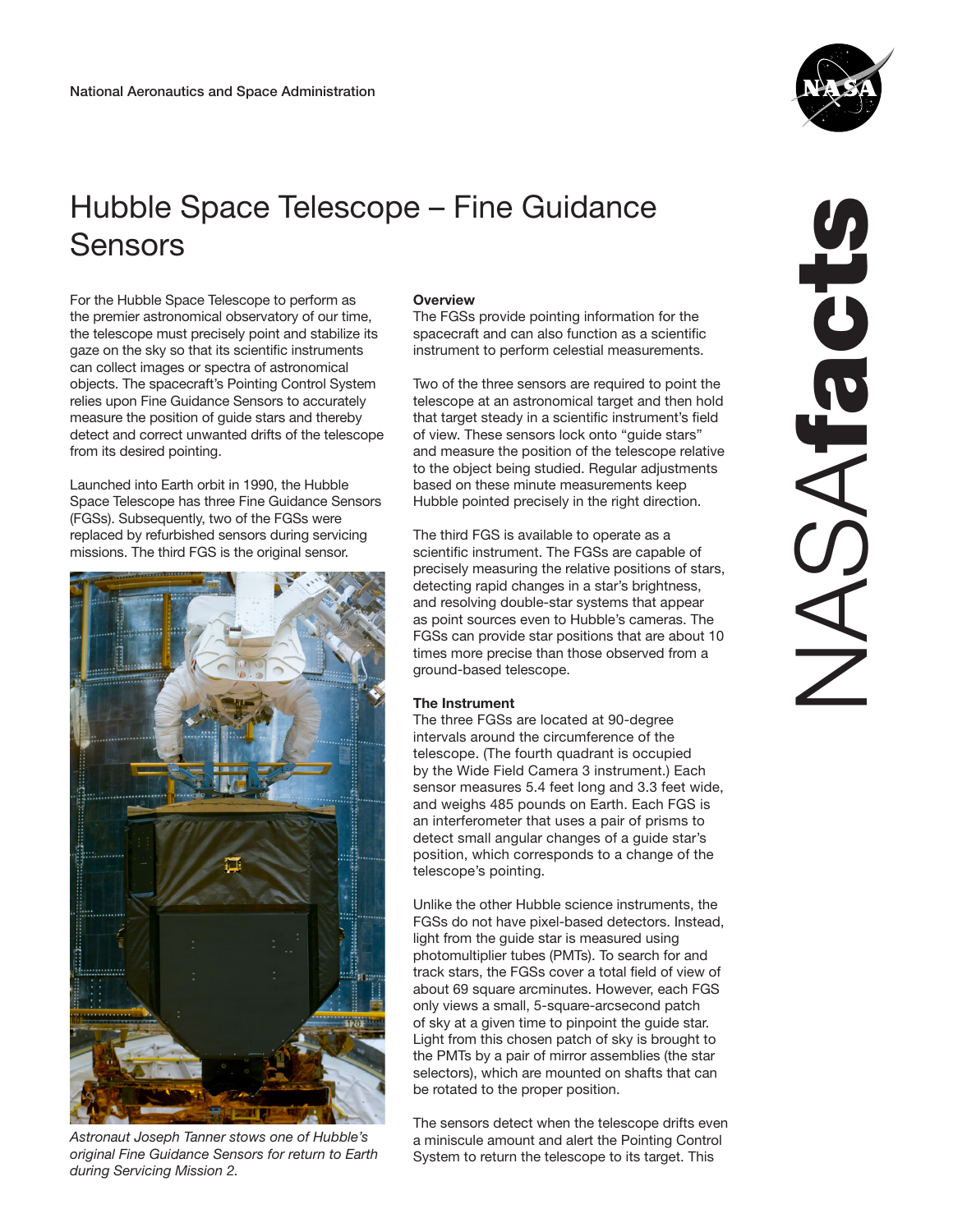National Aeronautics and Space Administration

# Hubble Space Telescope – Fine Guidance Sensors

For the Hubble Space Telescope to perform as the premier astronomical observatory of our time, the telescope must precisely point and stabilize its gaze on the sky so that its scientific instruments can collect images or spectra of astronomical objects. The spacecraft's Pointing Control System relies upon Fine Guidance Sensors to accurately measure the position of guide stars and thereby detect and correct unwanted drifts of the telescope from its desired pointing.

Launched into Earth orbit in 1990, the Hubble Space Telescope has three Fine Guidance Sensors (FGSs). Subsequently, two of the FGSs were replaced by refurbished sensors during servicing missions. The third FGS is the original sensor.

*Astronaut Joseph Tanner stows one of Hubble's original Fine Guidance Sensors for return to Earth during Servicing Mission 2.*

**Overview**

The FGSs provide pointing information for the spacecraft and can also function as a scientific instrument to perform celestial measurements.

Two of the three sensors are required to point the telescope at an astronomical target and then hold that target steady in a scientific instrument's field of view. These sensors lock onto "guide stars" and measure the position of the telescope relative to the object being studied. Regular adjustments based on these minute measurements keep Hubble pointed precisely in the right direction.

The third FGS is available to operate as a scientific instrument. The FGSs are capable of precisely measuring the relative positions of stars, detecting rapid changes in a star's brightness, and resolving double-star systems that appear as point sources even to Hubble's cameras. The FGSs can provide star positions that are about 10 times more precise than those observed from a ground-based telescope.

**The Instrument**

The three FGSs are located at 90-degree intervals around the circumference of the telescope. (The fourth quadrant is occupied by the Wide Field Camera 3 instrument.) Each sensor measures 5.4 feet long and 3.3 feet wide, and weighs 485 pounds on Earth. Each FGS is an interferometer that uses a pair of prisms to detect small angular changes of a guide star's position, which corresponds to a change of the telescope's pointing.

Unlike the other Hubble science instruments, the FGSs do not have pixel-based detectors. Instead, light from the guide star is measured using photomultiplier tubes (PMTs). To search for and track stars, the FGSs cover a total field of view of about 69 square arcminutes. However, each FGS only views a small, 5-square-arcsecond patch of sky at a given time to pinpoint the guide star. Light from this chosen patch of sky is brought to the PMTs by a pair of mirror assemblies (the star selectors), which are mounted on shafts that can be rotated to the proper position.

The sensors detect when the telescope drifts even a miniscule amount and alert the Pointing Control System to return the telescope to its target. This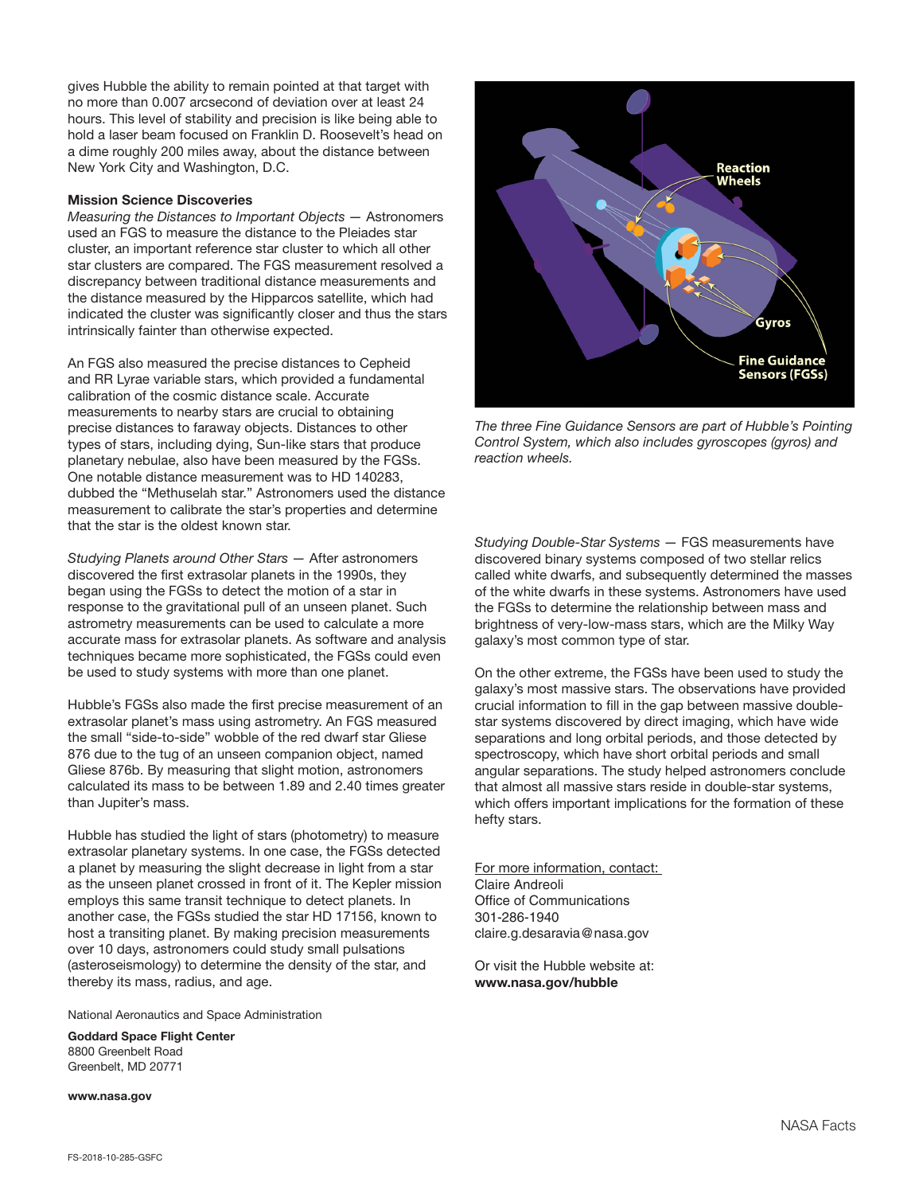gives Hubble the ability to remain pointed at that target with no more than 0.007 arcsecond of deviation over at least 24 hours. This level of stability and precision is like being able to hold a laser beam focused on Franklin D. Roosevelt's head on a dime roughly 200 miles away, about the distance between New York City and Washington, D.C.

**Mission Science Discoveries**

*Measuring the Distances to Important Objects* — Astronomers used an FGS to measure the distance to the Pleiades star cluster, an important reference star cluster to which all other star clusters are compared. The FGS measurement resolved a discrepancy between traditional distance measurements and the distance measured by the Hipparcos satellite, which had indicated the cluster was significantly closer and thus the stars intrinsically fainter than otherwise expected.

An FGS also measured the precise distances to Cepheid and RR Lyrae variable stars, which provided a fundamental calibration of the cosmic distance scale. Accurate measurements to nearby stars are crucial to obtaining precise distances to faraway objects. Distances to other types of stars, including dying, Sun-like stars that produce planetary nebulae, also have been measured by the FGSs. One notable distance measurement was to HD 140283, dubbed the "Methuselah star." Astronomers used the distance measurement to calibrate the star's properties and determine that the star is the oldest known star.

*Studying Planets around Other Stars* — After astronomers discovered the first extrasolar planets in the 1990s, they began using the FGSs to detect the motion of a star in response to the gravitational pull of an unseen planet. Such astrometry measurements can be used to calculate a more accurate mass for extrasolar planets. As software and analysis techniques became more sophisticated, the FGSs could even be used to study systems with more than one planet.

Hubble's FGSs also made the first precise measurement of an extrasolar planet's mass using astrometry. An FGS measured the small "side-to-side" wobble of the red dwarf star Gliese 876 due to the tug of an unseen companion object, named Gliese 876b. By measuring that slight motion, astronomers calculated its mass to be between 1.89 and 2.40 times greater than Jupiter's mass.

Hubble has studied the light of stars (photometry) to measure extrasolar planetary systems. In one case, the FGSs detected a planet by measuring the slight decrease in light from a star as the unseen planet crossed in front of it. The Kepler mission employs this same transit technique to detect planets. In another case, the FGSs studied the star HD 17156, known to host a transiting planet. By making precision measurements over 10 days, astronomers could study small pulsations (asteroseismology) to determine the density of the star, and thereby its mass, radius, and age.

Reaction Wheels

Gyros

Fine Guidance Sensors (FGSs)

*The three Fine Guidance Sensors are part of Hubble's Pointing Control System, which also includes gyroscopes (gyros) and reaction wheels.*

*Studying Double-Star Systems* — FGS measurements have discovered binary systems composed of two stellar relics called white dwarfs, and subsequently determined the masses of the white dwarfs in these systems. Astronomers have used the FGSs to determine the relationship between mass and brightness of very-low-mass stars, which are the Milky Way galaxy's most common type of star.

On the other extreme, the FGSs have been used to study the galaxy's most massive stars. The observations have provided crucial information to fill in the gap between massive double-star systems discovered by direct imaging, which have wide separations and long orbital periods, and those detected by spectroscopy, which have short orbital periods and small angular separations. The study helped astronomers conclude that almost all massive stars reside in double-star systems, which offers important implications for the formation of these hefty stars.

For more information, contact:
Claire Andreoli
Office of Communications
301-286-1940
claire.g.desaravia@nasa.gov

Or visit the Hubble website at:
**www.nasa.gov/hubble**

National Aeronautics and Space Administration

**Goddard Space Flight Center**
8800 Greenbelt Road
Greenbelt, MD 20771

**www.nasa.gov**

NASA Facts

FS-2018-10-285-GSFC